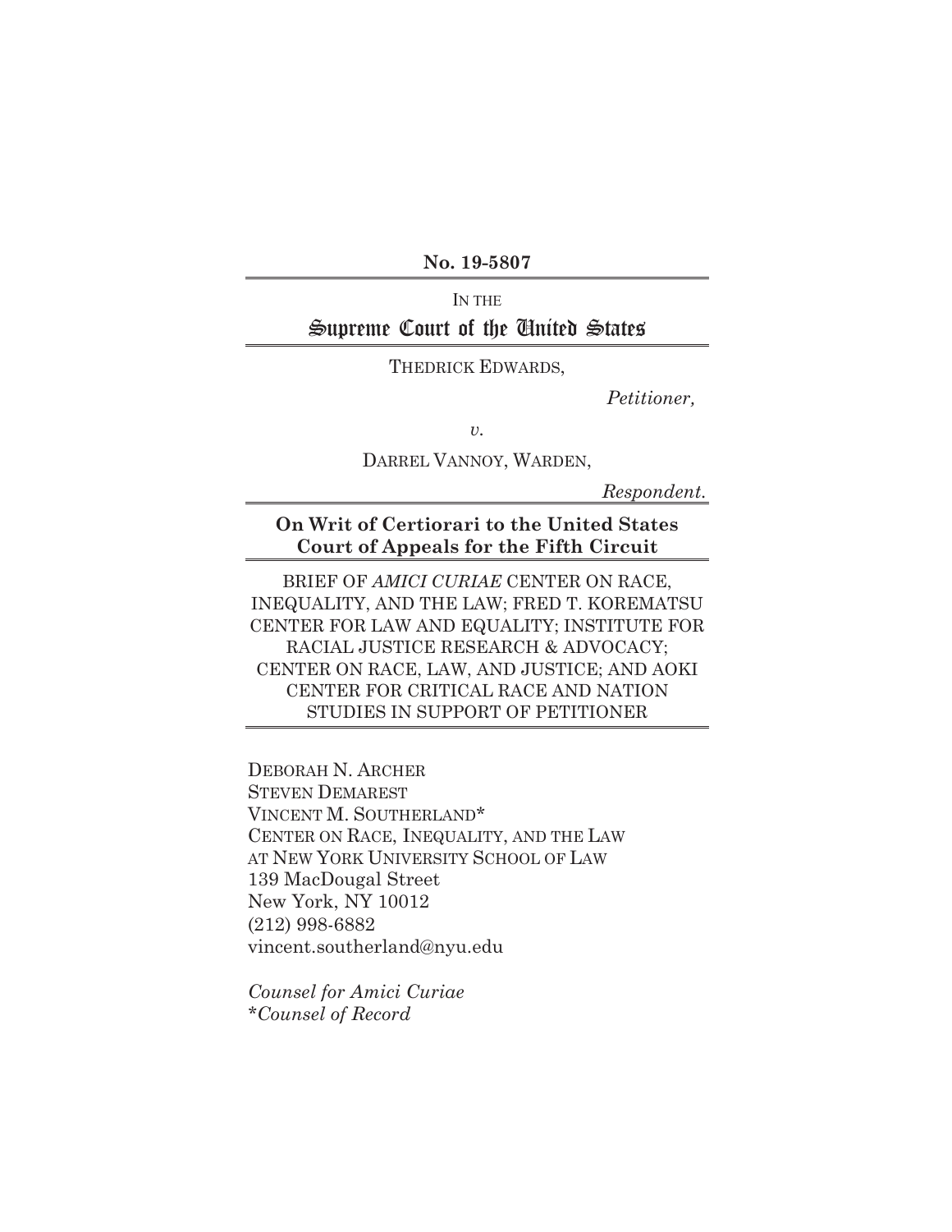**No. 19-5807**

IN THE

# Supreme Court of the United States

THEDRICK EDWARDS,

*Petitioner,*

*v.*

DARREL VANNOY, WARDEN,

*Respondent.*

**On Writ of Certiorari to the United States Court of Appeals for the Fifth Circuit**

BRIEF OF *AMICI CURIAE* CENTER ON RACE, INEQUALITY, AND THE LAW; FRED T. KOREMATSU CENTER FOR LAW AND EQUALITY; INSTITUTE FOR RACIAL JUSTICE RESEARCH & ADVOCACY; CENTER ON RACE, LAW, AND JUSTICE; AND AOKI CENTER FOR CRITICAL RACE AND NATION STUDIES IN SUPPORT OF PETITIONER

DEBORAH N. ARCHER
STEVEN DEMAREST
VINCENT M. SOUTHERLAND*
CENTER ON RACE, INEQUALITY, AND THE LAW AT NEW YORK UNIVERSITY SCHOOL OF LAW
139 MacDougal Street
New York, NY 10012
(212) 998-6882
vincent.southerland@nyu.edu

*Counsel for Amici Curiae*
*\*Counsel of Record*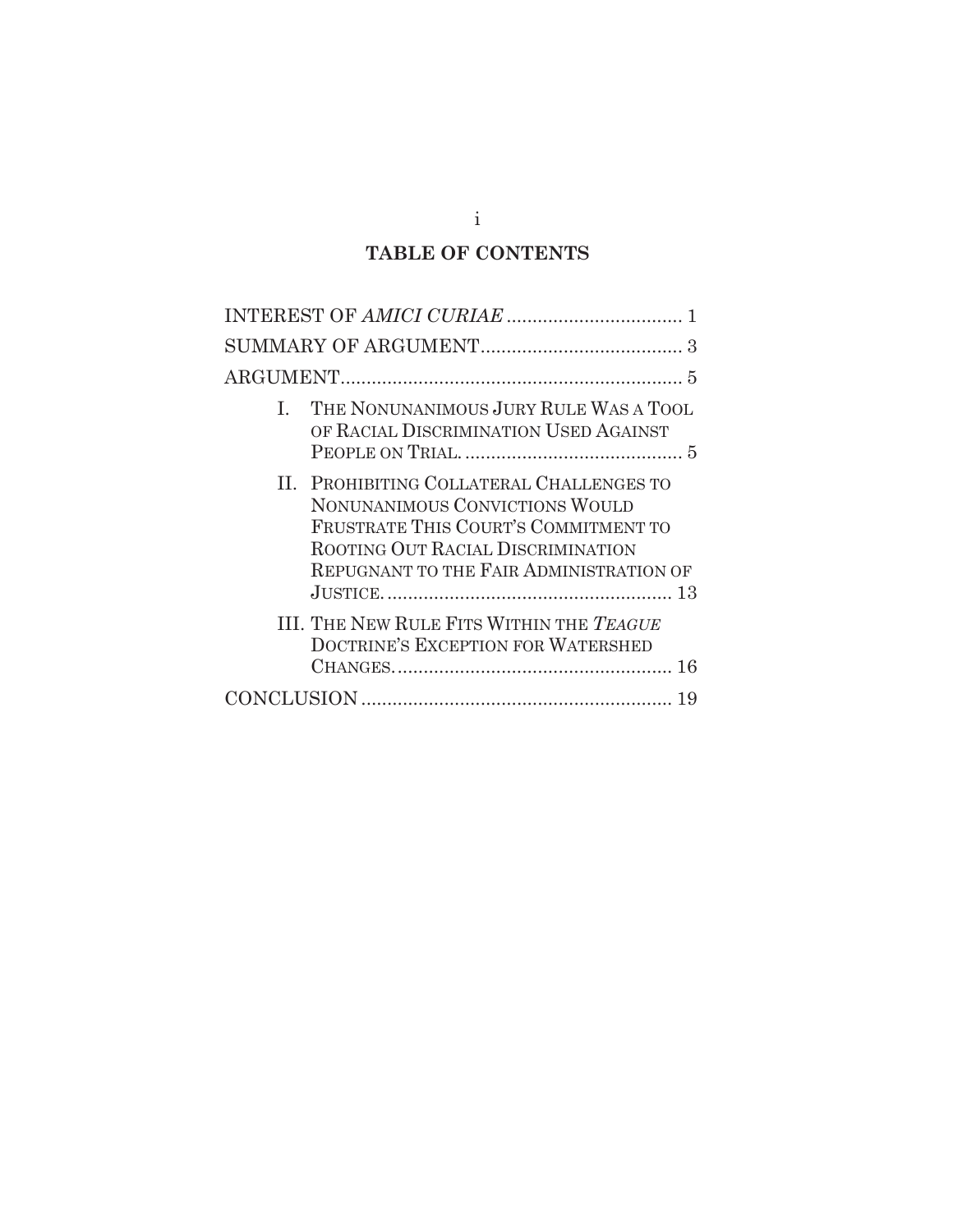## TABLE OF CONTENTS

| | |
|---|---|
| INTEREST OF *AMICI CURIAE* | 1 |
| SUMMARY OF ARGUMENT | 3 |
| ARGUMENT | 5 |
| I. THE NONUNANIMOUS JURY RULE WAS A TOOL OF RACIAL DISCRIMINATION USED AGAINST PEOPLE ON TRIAL. | 5 |
| II. PROHIBITING COLLATERAL CHALLENGES TO NONUNANIMOUS CONVICTIONS WOULD FRUSTRATE THIS COURT'S COMMITMENT TO ROOTING OUT RACIAL DISCRIMINATION REPUGNANT TO THE FAIR ADMINISTRATION OF JUSTICE. | 13 |
| III. THE NEW RULE FITS WITHIN THE *TEAGUE* DOCTRINE'S EXCEPTION FOR WATERSHED CHANGES. | 16 |
| CONCLUSION | 19 |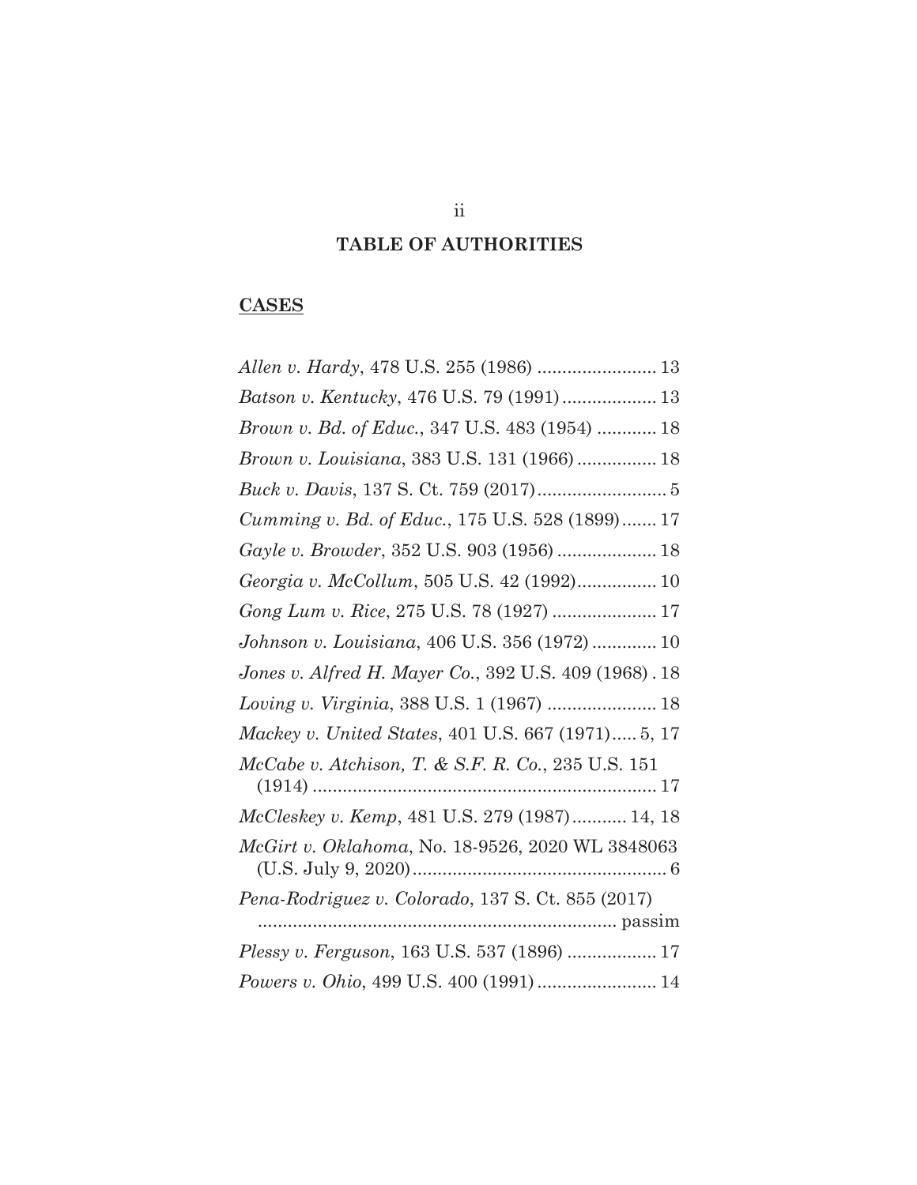## TABLE OF AUTHORITIES

### CASES

*Allen v. Hardy*, 478 U.S. 255 (1986) ........................ 13

*Batson v. Kentucky*, 476 U.S. 79 (1991) ................... 13

*Brown v. Bd. of Educ.*, 347 U.S. 483 (1954) ............ 18

*Brown v. Louisiana*, 383 U.S. 131 (1966) ................ 18

*Buck v. Davis*, 137 S. Ct. 759 (2017) .......................... 5

*Cumming v. Bd. of Educ.*, 175 U.S. 528 (1899) ....... 17

*Gayle v. Browder*, 352 U.S. 903 (1956) .................... 18

*Georgia v. McCollum*, 505 U.S. 42 (1992) ................ 10

*Gong Lum v. Rice*, 275 U.S. 78 (1927) ..................... 17

*Johnson v. Louisiana*, 406 U.S. 356 (1972) ............. 10

*Jones v. Alfred H. Mayer Co.*, 392 U.S. 409 (1968) . 18

*Loving v. Virginia*, 388 U.S. 1 (1967) ...................... 18

*Mackey v. United States*, 401 U.S. 667 (1971) ..... 5, 17

*McCabe v. Atchison, T. & S.F. R. Co.*, 235 U.S. 151 (1914) ..................................................................... 17

*McCleskey v. Kemp*, 481 U.S. 279 (1987) ........... 14, 18

*McGirt v. Oklahoma*, No. 18-9526, 2020 WL 3848063 (U.S. July 9, 2020) ................................................... 6

*Pena-Rodriguez v. Colorado*, 137 S. Ct. 855 (2017) ........................................................................ passim

*Plessy v. Ferguson*, 163 U.S. 537 (1896) .................. 17

*Powers v. Ohio*, 499 U.S. 400 (1991) ........................ 14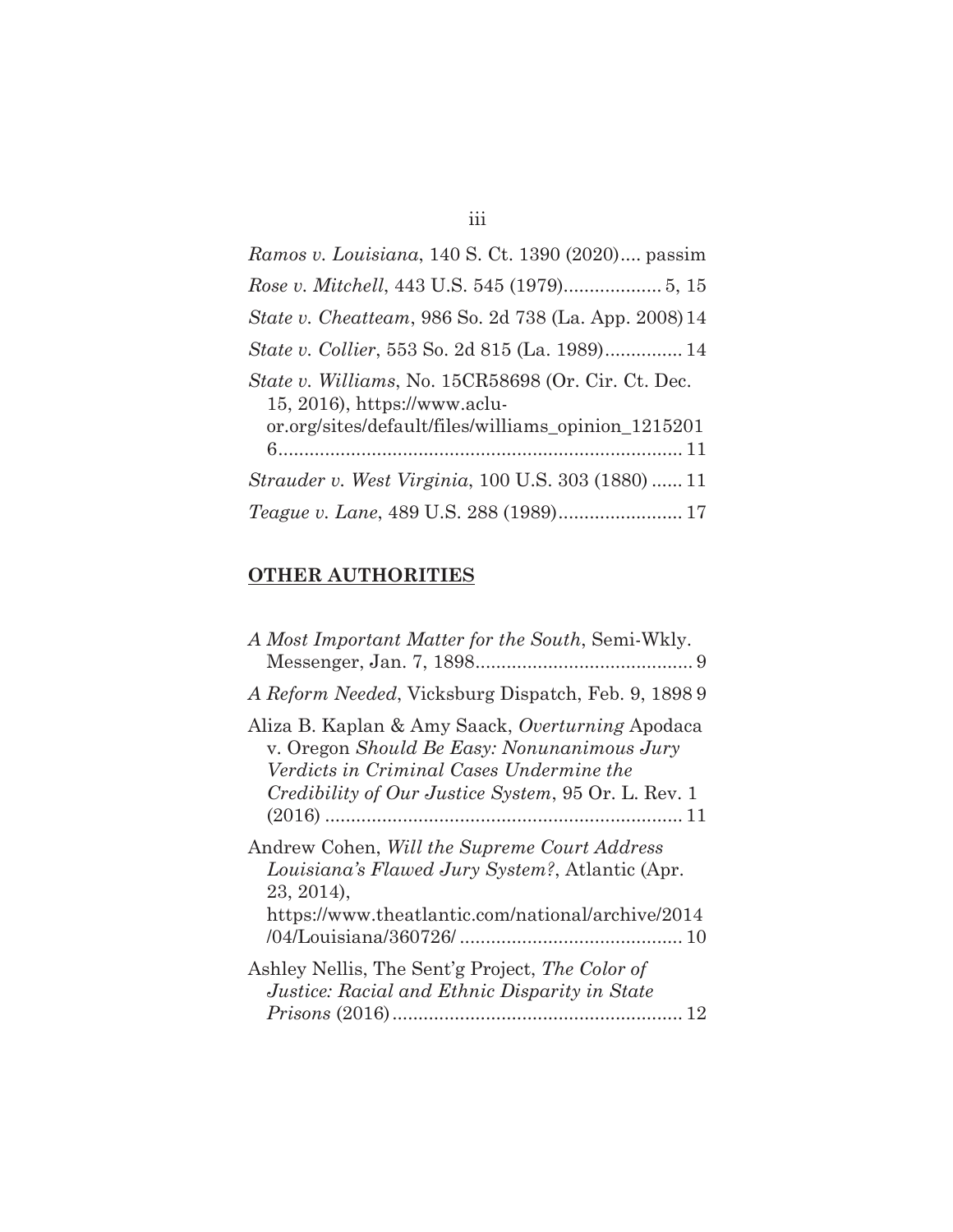*Ramos v. Louisiana*, 140 S. Ct. 1390 (2020).... passim

*Rose v. Mitchell*, 443 U.S. 545 (1979)................... 5, 15

*State v. Cheatteam*, 986 So. 2d 738 (La. App. 2008) 14

*State v. Collier*, 553 So. 2d 815 (La. 1989)............... 14

*State v. Williams*, No. 15CR58698 (Or. Cir. Ct. Dec. 15, 2016), https://www.aclu-or.org/sites/default/files/williams_opinion_12152016............................................................................ 11

*Strauder v. West Virginia*, 100 U.S. 303 (1880) ...... 11

*Teague v. Lane*, 489 U.S. 288 (1989)........................ 17

## **OTHER AUTHORITIES**

*A Most Important Matter for the South*, Semi-Wkly. Messenger, Jan. 7, 1898.......................................... 9

*A Reform Needed*, Vicksburg Dispatch, Feb. 9, 1898 9

Aliza B. Kaplan & Amy Saack, *Overturning* Apodaca v. Oregon *Should Be Easy: Nonunanimous Jury Verdicts in Criminal Cases Undermine the Credibility of Our Justice System*, 95 Or. L. Rev. 1 (2016) .................................................................... 11

Andrew Cohen, *Will the Supreme Court Address Louisiana's Flawed Jury System?*, Atlantic (Apr. 23, 2014), https://www.theatlantic.com/national/archive/2014/04/Louisiana/360726/ .......................................... 10

Ashley Nellis, The Sent'g Project, *The Color of Justice: Racial and Ethnic Disparity in State Prisons* (2016)....................................................... 12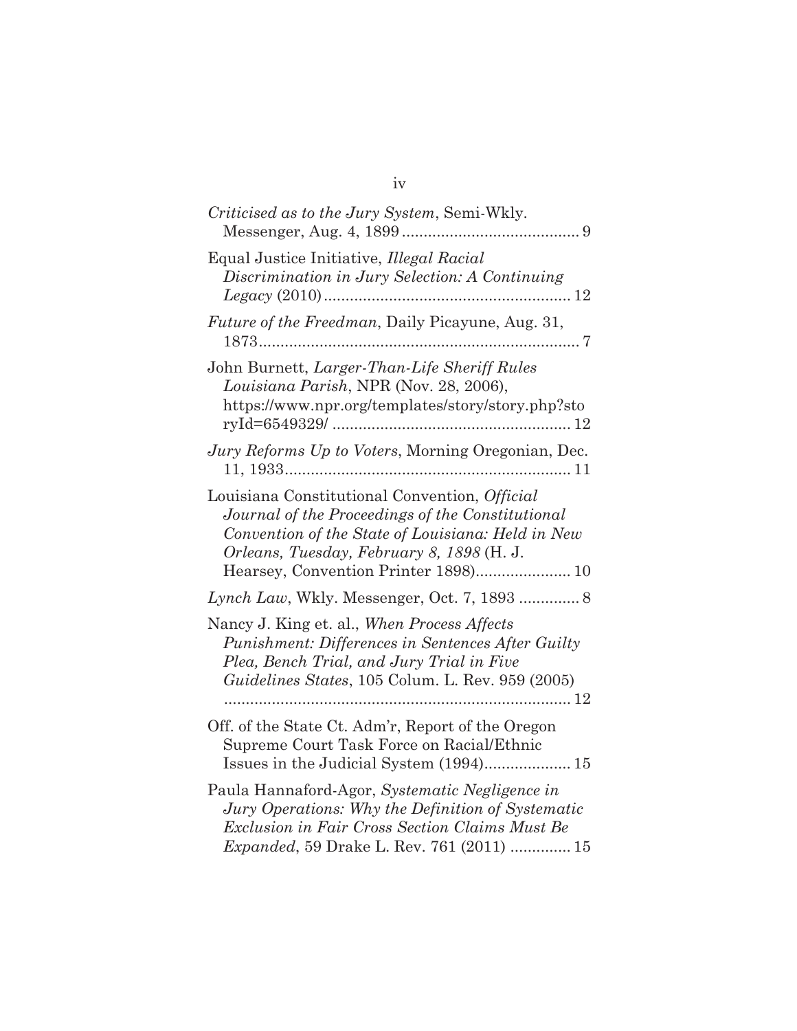*Criticised as to the Jury System*, Semi-Wkly. Messenger, Aug. 4, 1899 ......................................... 9

Equal Justice Initiative, *Illegal Racial Discrimination in Jury Selection: A Continuing Legacy* (2010) ......................................................... 12

*Future of the Freedman*, Daily Picayune, Aug. 31, 1873 .......................................................................... 7

John Burnett, *Larger-Than-Life Sheriff Rules Louisiana Parish*, NPR (Nov. 28, 2006), https://www.npr.org/templates/story/story.php?storyId=6549329/ ....................................................... 12

*Jury Reforms Up to Voters*, Morning Oregonian, Dec. 11, 1933 .................................................................. 11

Louisiana Constitutional Convention, *Official Journal of the Proceedings of the Constitutional Convention of the State of Louisiana: Held in New Orleans, Tuesday, February 8, 1898* (H. J. Hearsey, Convention Printer 1898) ...................... 10

*Lynch Law*, Wkly. Messenger, Oct. 7, 1893 .............. 8

Nancy J. King et. al., *When Process Affects Punishment: Differences in Sentences After Guilty Plea, Bench Trial, and Jury Trial in Five Guidelines States*, 105 Colum. L. Rev. 959 (2005) ................................................................................ 12

Off. of the State Ct. Adm'r, Report of the Oregon Supreme Court Task Force on Racial/Ethnic Issues in the Judicial System (1994) .................... 15

Paula Hannaford-Agor, *Systematic Negligence in Jury Operations: Why the Definition of Systematic Exclusion in Fair Cross Section Claims Must Be Expanded*, 59 Drake L. Rev. 761 (2011) .............. 15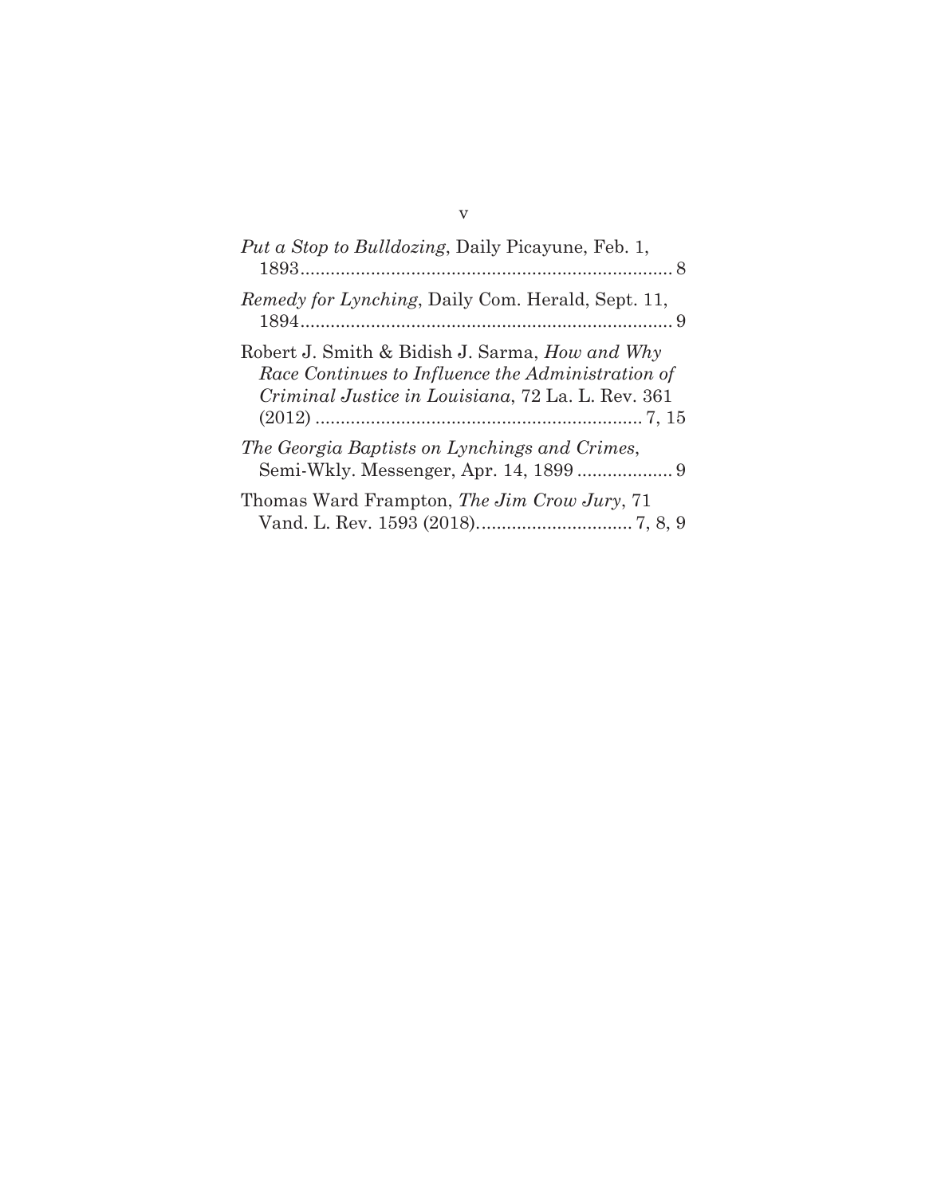*Put a Stop to Bulldozing*, Daily Picayune, Feb. 1, 1893.......................................................................... 8

*Remedy for Lynching*, Daily Com. Herald, Sept. 11, 1894.......................................................................... 9

Robert J. Smith & Bidish J. Sarma, *How and Why Race Continues to Influence the Administration of Criminal Justice in Louisiana*, 72 La. L. Rev. 361 (2012) ................................................................. 7, 15

*The Georgia Baptists on Lynchings and Crimes*, Semi-Wkly. Messenger, Apr. 14, 1899 .................. 9

Thomas Ward Frampton, *The Jim Crow Jury*, 71 Vand. L. Rev. 1593 (2018)............................... 7, 8, 9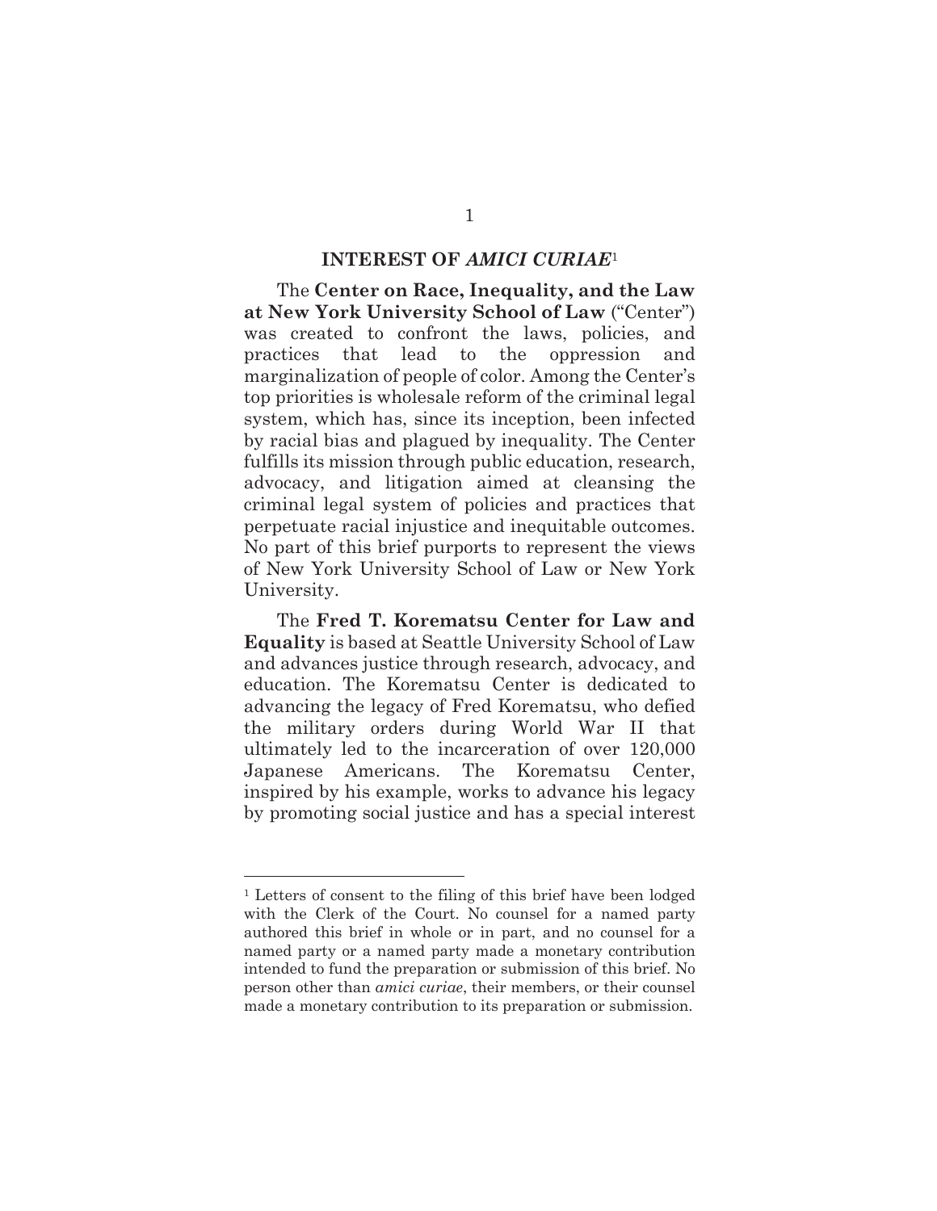## INTEREST OF *AMICI CURIAE*[1]

The **Center on Race, Inequality, and the Law at New York University School of Law** ("Center") was created to confront the laws, policies, and practices that lead to the oppression and marginalization of people of color. Among the Center's top priorities is wholesale reform of the criminal legal system, which has, since its inception, been infected by racial bias and plagued by inequality. The Center fulfills its mission through public education, research, advocacy, and litigation aimed at cleansing the criminal legal system of policies and practices that perpetuate racial injustice and inequitable outcomes. No part of this brief purports to represent the views of New York University School of Law or New York University.

The **Fred T. Korematsu Center for Law and Equality** is based at Seattle University School of Law and advances justice through research, advocacy, and education. The Korematsu Center is dedicated to advancing the legacy of Fred Korematsu, who defied the military orders during World War II that ultimately led to the incarceration of over 120,000 Japanese Americans. The Korematsu Center, inspired by his example, works to advance his legacy by promoting social justice and has a special interest

---

[1] Letters of consent to the filing of this brief have been lodged with the Clerk of the Court. No counsel for a named party authored this brief in whole or in part, and no counsel for a named party or a named party made a monetary contribution intended to fund the preparation or submission of this brief. No person other than *amici curiae*, their members, or their counsel made a monetary contribution to its preparation or submission.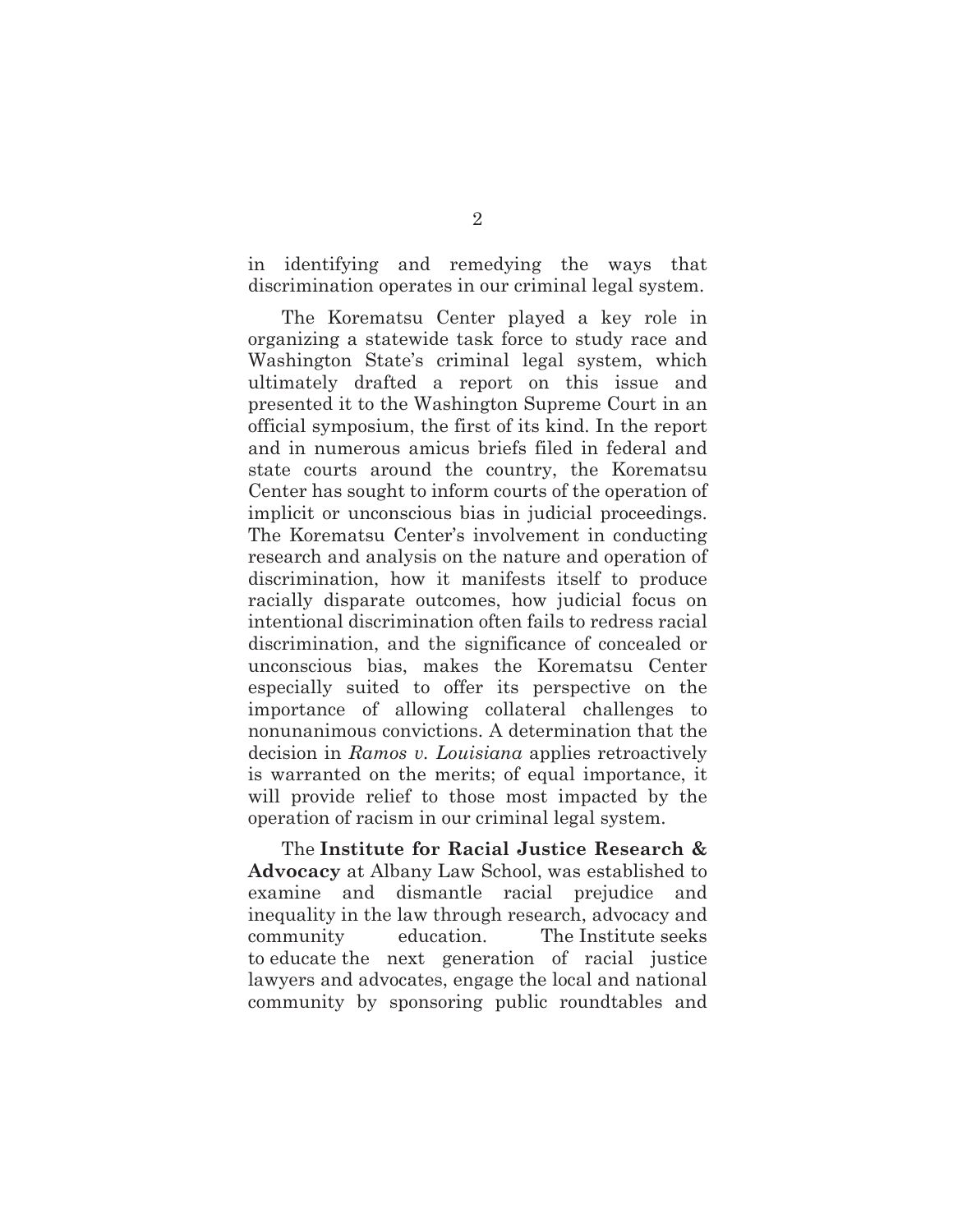in identifying and remedying the ways that discrimination operates in our criminal legal system.

The Korematsu Center played a key role in organizing a statewide task force to study race and Washington State's criminal legal system, which ultimately drafted a report on this issue and presented it to the Washington Supreme Court in an official symposium, the first of its kind. In the report and in numerous amicus briefs filed in federal and state courts around the country, the Korematsu Center has sought to inform courts of the operation of implicit or unconscious bias in judicial proceedings. The Korematsu Center's involvement in conducting research and analysis on the nature and operation of discrimination, how it manifests itself to produce racially disparate outcomes, how judicial focus on intentional discrimination often fails to redress racial discrimination, and the significance of concealed or unconscious bias, makes the Korematsu Center especially suited to offer its perspective on the importance of allowing collateral challenges to nonunanimous convictions. A determination that the decision in *Ramos v. Louisiana* applies retroactively is warranted on the merits; of equal importance, it will provide relief to those most impacted by the operation of racism in our criminal legal system.

The **Institute for Racial Justice Research & Advocacy** at Albany Law School, was established to examine and dismantle racial prejudice and inequality in the law through research, advocacy and community education. The Institute seeks to educate the next generation of racial justice lawyers and advocates, engage the local and national community by sponsoring public roundtables and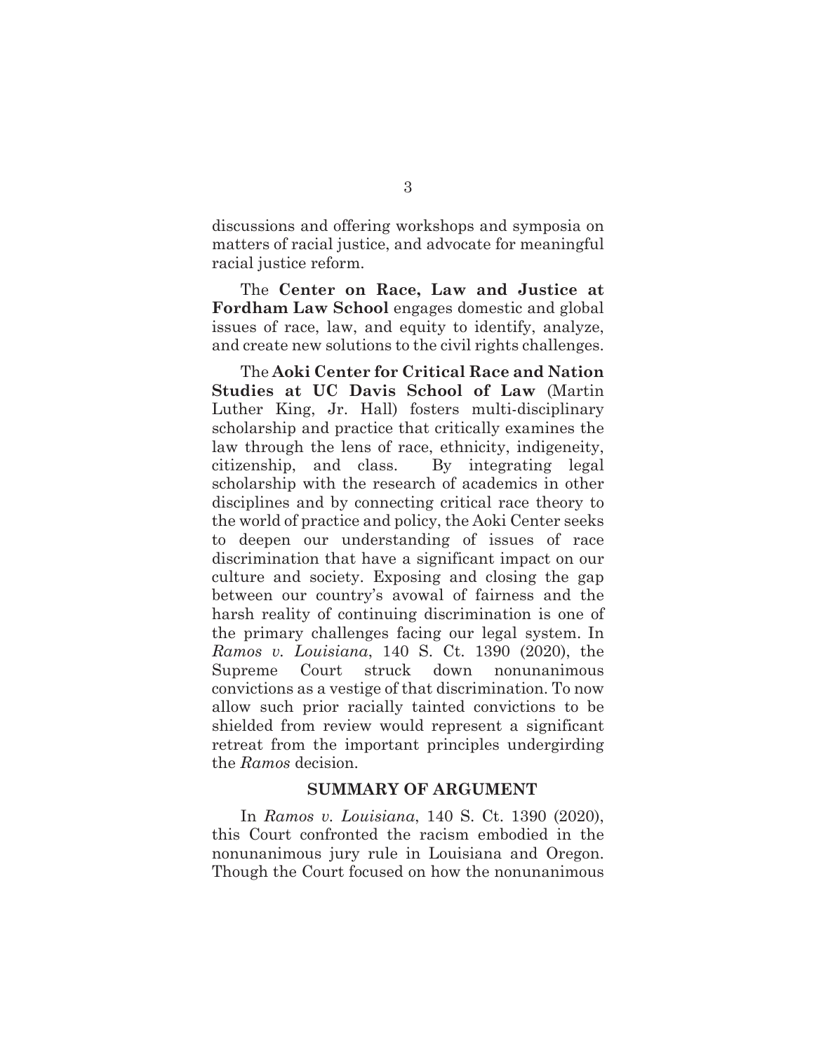discussions and offering workshops and symposia on matters of racial justice, and advocate for meaningful racial justice reform.

The **Center on Race, Law and Justice at Fordham Law School** engages domestic and global issues of race, law, and equity to identify, analyze, and create new solutions to the civil rights challenges.

The **Aoki Center for Critical Race and Nation Studies at UC Davis School of Law** (Martin Luther King, Jr. Hall) fosters multi-disciplinary scholarship and practice that critically examines the law through the lens of race, ethnicity, indigeneity, citizenship, and class. By integrating legal scholarship with the research of academics in other disciplines and by connecting critical race theory to the world of practice and policy, the Aoki Center seeks to deepen our understanding of issues of race discrimination that have a significant impact on our culture and society. Exposing and closing the gap between our country's avowal of fairness and the harsh reality of continuing discrimination is one of the primary challenges facing our legal system. In *Ramos v. Louisiana*, 140 S. Ct. 1390 (2020), the Supreme Court struck down nonunanimous convictions as a vestige of that discrimination. To now allow such prior racially tainted convictions to be shielded from review would represent a significant retreat from the important principles undergirding the *Ramos* decision.

## SUMMARY OF ARGUMENT

In *Ramos v. Louisiana*, 140 S. Ct. 1390 (2020), this Court confronted the racism embodied in the nonunanimous jury rule in Louisiana and Oregon. Though the Court focused on how the nonunanimous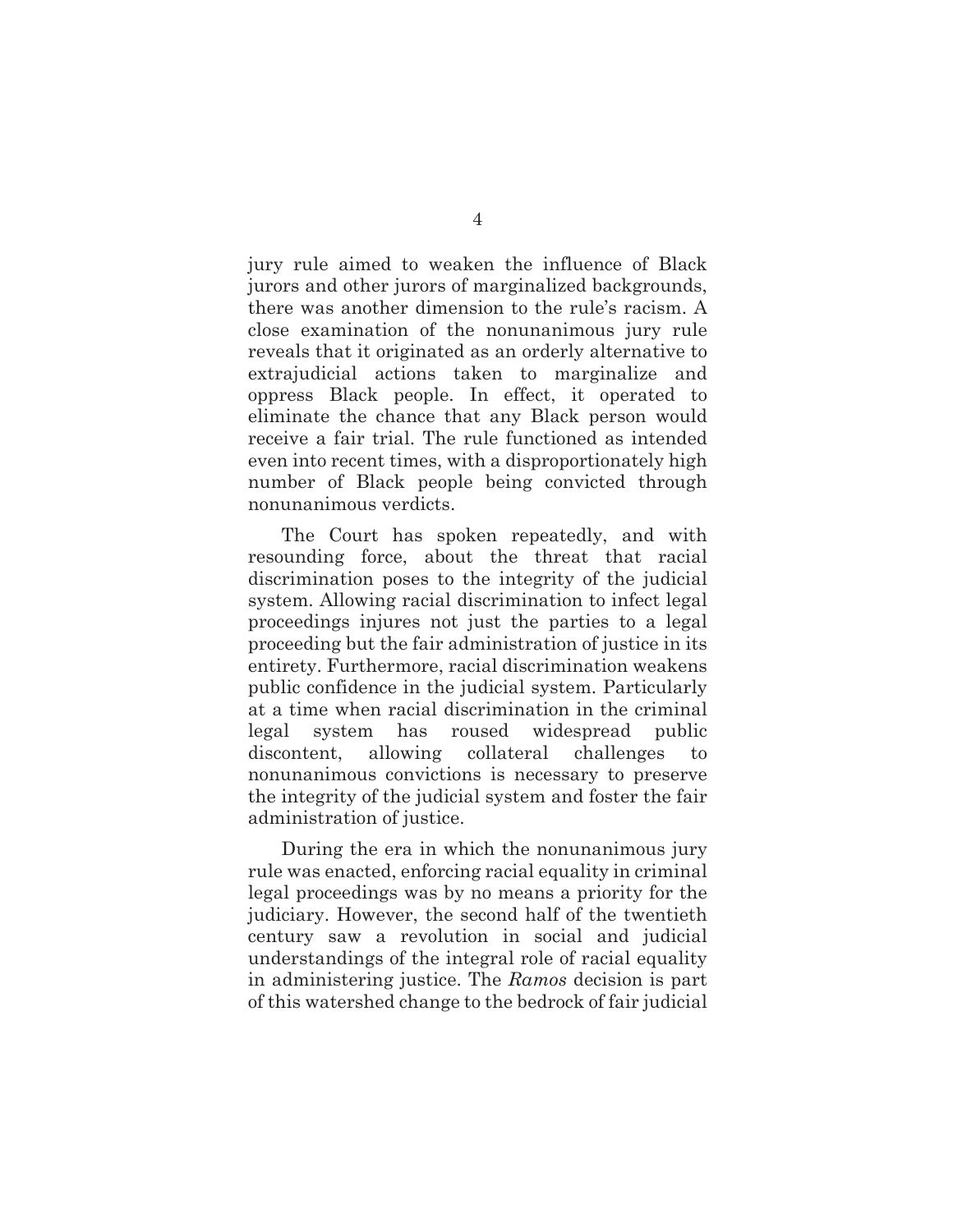jury rule aimed to weaken the influence of Black jurors and other jurors of marginalized backgrounds, there was another dimension to the rule's racism. A close examination of the nonunanimous jury rule reveals that it originated as an orderly alternative to extrajudicial actions taken to marginalize and oppress Black people. In effect, it operated to eliminate the chance that any Black person would receive a fair trial. The rule functioned as intended even into recent times, with a disproportionately high number of Black people being convicted through nonunanimous verdicts.

The Court has spoken repeatedly, and with resounding force, about the threat that racial discrimination poses to the integrity of the judicial system. Allowing racial discrimination to infect legal proceedings injures not just the parties to a legal proceeding but the fair administration of justice in its entirety. Furthermore, racial discrimination weakens public confidence in the judicial system. Particularly at a time when racial discrimination in the criminal legal system has roused widespread public discontent, allowing collateral challenges to nonunanimous convictions is necessary to preserve the integrity of the judicial system and foster the fair administration of justice.

During the era in which the nonunanimous jury rule was enacted, enforcing racial equality in criminal legal proceedings was by no means a priority for the judiciary. However, the second half of the twentieth century saw a revolution in social and judicial understandings of the integral role of racial equality in administering justice. The *Ramos* decision is part of this watershed change to the bedrock of fair judicial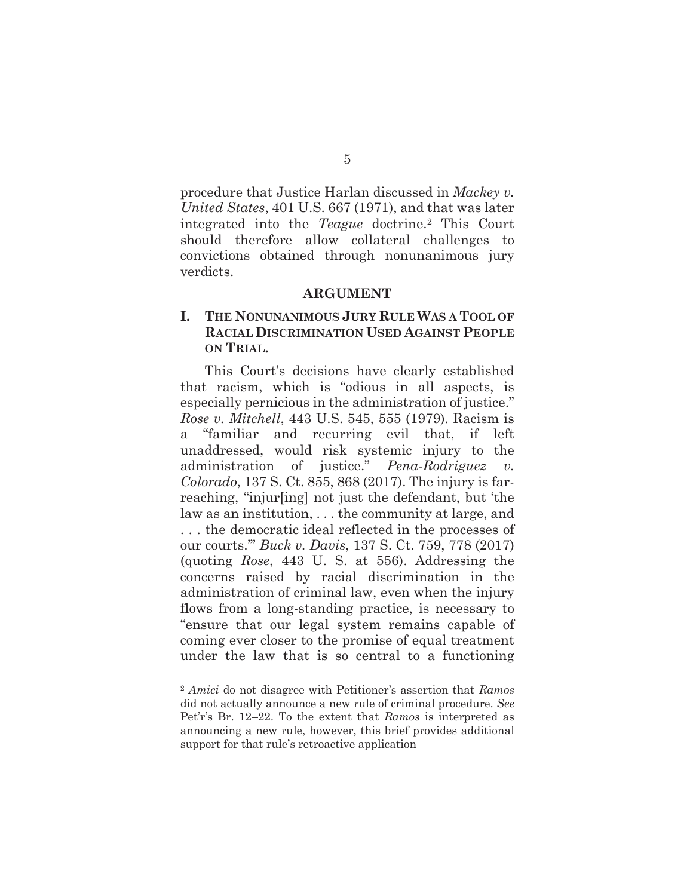procedure that Justice Harlan discussed in *Mackey v. United States*, 401 U.S. 667 (1971), and that was later integrated into the *Teague* doctrine.[2] This Court should therefore allow collateral challenges to convictions obtained through nonunanimous jury verdicts.

## ARGUMENT

### I. THE NONUNANIMOUS JURY RULE WAS A TOOL OF RACIAL DISCRIMINATION USED AGAINST PEOPLE ON TRIAL.

This Court's decisions have clearly established that racism, which is "odious in all aspects, is especially pernicious in the administration of justice." *Rose v. Mitchell*, 443 U.S. 545, 555 (1979). Racism is a "familiar and recurring evil that, if left unaddressed, would risk systemic injury to the administration of justice." *Pena-Rodriguez v. Colorado*, 137 S. Ct. 855, 868 (2017). The injury is far-reaching, "injur[ing] not just the defendant, but 'the law as an institution, . . . the community at large, and . . . the democratic ideal reflected in the processes of our courts.'" *Buck v. Davis*, 137 S. Ct. 759, 778 (2017) (quoting *Rose*, 443 U. S. at 556). Addressing the concerns raised by racial discrimination in the administration of criminal law, even when the injury flows from a long-standing practice, is necessary to "ensure that our legal system remains capable of coming ever closer to the promise of equal treatment under the law that is so central to a functioning

---

[2] *Amici* do not disagree with Petitioner's assertion that *Ramos* did not actually announce a new rule of criminal procedure. *See* Pet'r's Br. 12–22. To the extent that *Ramos* is interpreted as announcing a new rule, however, this brief provides additional support for that rule's retroactive application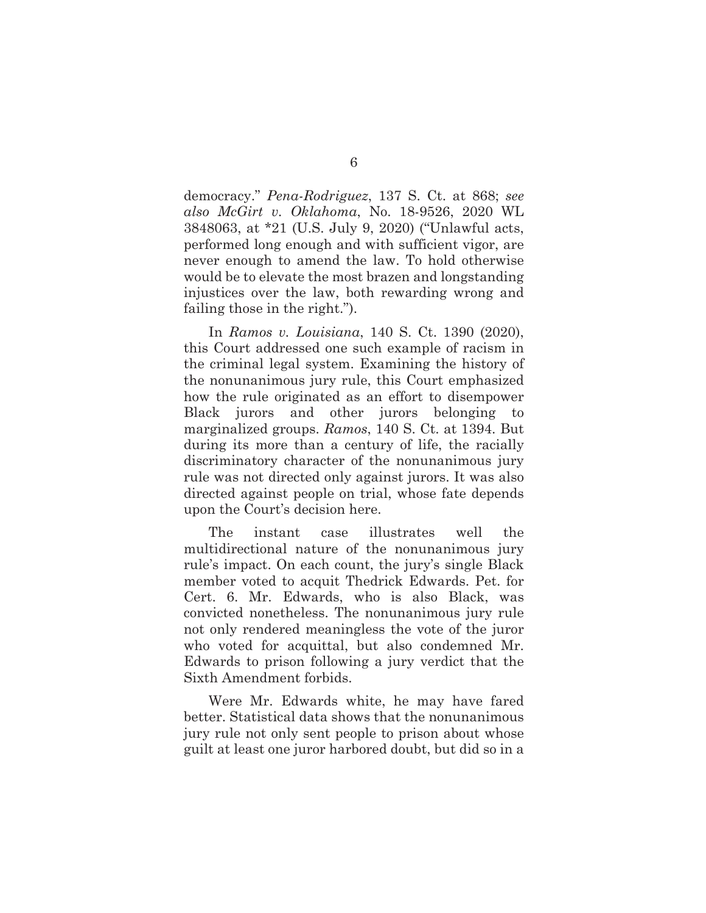democracy." *Pena-Rodriguez*, 137 S. Ct. at 868; *see also McGirt v. Oklahoma*, No. 18-9526, 2020 WL 3848063, at *21 (U.S. July 9, 2020) ("Unlawful acts, performed long enough and with sufficient vigor, are never enough to amend the law. To hold otherwise would be to elevate the most brazen and longstanding injustices over the law, both rewarding wrong and failing those in the right.").

In *Ramos v. Louisiana*, 140 S. Ct. 1390 (2020), this Court addressed one such example of racism in the criminal legal system. Examining the history of the nonunanimous jury rule, this Court emphasized how the rule originated as an effort to disempower Black jurors and other jurors belonging to marginalized groups. *Ramos*, 140 S. Ct. at 1394. But during its more than a century of life, the racially discriminatory character of the nonunanimous jury rule was not directed only against jurors. It was also directed against people on trial, whose fate depends upon the Court's decision here.

The instant case illustrates well the multidirectional nature of the nonunanimous jury rule's impact. On each count, the jury's single Black member voted to acquit Thedrick Edwards. Pet. for Cert. 6. Mr. Edwards, who is also Black, was convicted nonetheless. The nonunanimous jury rule not only rendered meaningless the vote of the juror who voted for acquittal, but also condemned Mr. Edwards to prison following a jury verdict that the Sixth Amendment forbids.

Were Mr. Edwards white, he may have fared better. Statistical data shows that the nonunanimous jury rule not only sent people to prison about whose guilt at least one juror harbored doubt, but did so in a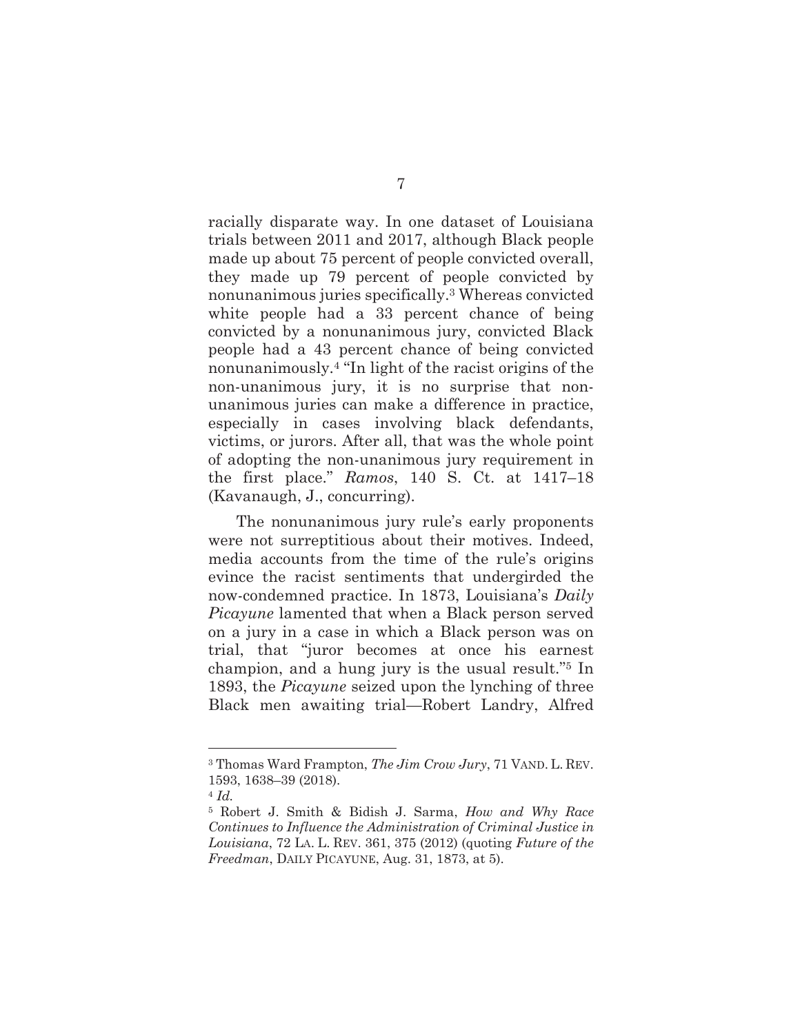racially disparate way. In one dataset of Louisiana trials between 2011 and 2017, although Black people made up about 75 percent of people convicted overall, they made up 79 percent of people convicted by nonunanimous juries specifically.[3] Whereas convicted white people had a 33 percent chance of being convicted by a nonunanimous jury, convicted Black people had a 43 percent chance of being convicted nonunanimously.[4] "In light of the racist origins of the non-unanimous jury, it is no surprise that non-unanimous juries can make a difference in practice, especially in cases involving black defendants, victims, or jurors. After all, that was the whole point of adopting the non-unanimous jury requirement in the first place." *Ramos*, 140 S. Ct. at 1417–18 (Kavanaugh, J., concurring).

The nonunanimous jury rule's early proponents were not surreptitious about their motives. Indeed, media accounts from the time of the rule's origins evince the racist sentiments that undergirded the now-condemned practice. In 1873, Louisiana's *Daily Picayune* lamented that when a Black person served on a jury in a case in which a Black person was on trial, that "juror becomes at once his earnest champion, and a hung jury is the usual result."[5] In 1893, the *Picayune* seized upon the lynching of three Black men awaiting trial—Robert Landry, Alfred

---

[3] Thomas Ward Frampton, *The Jim Crow Jury*, 71 VAND. L. REV. 1593, 1638–39 (2018).

[4] *Id.*

[5] Robert J. Smith & Bidish J. Sarma, *How and Why Race Continues to Influence the Administration of Criminal Justice in Louisiana*, 72 LA. L. REV. 361, 375 (2012) (quoting *Future of the Freedman*, DAILY PICAYUNE, Aug. 31, 1873, at 5).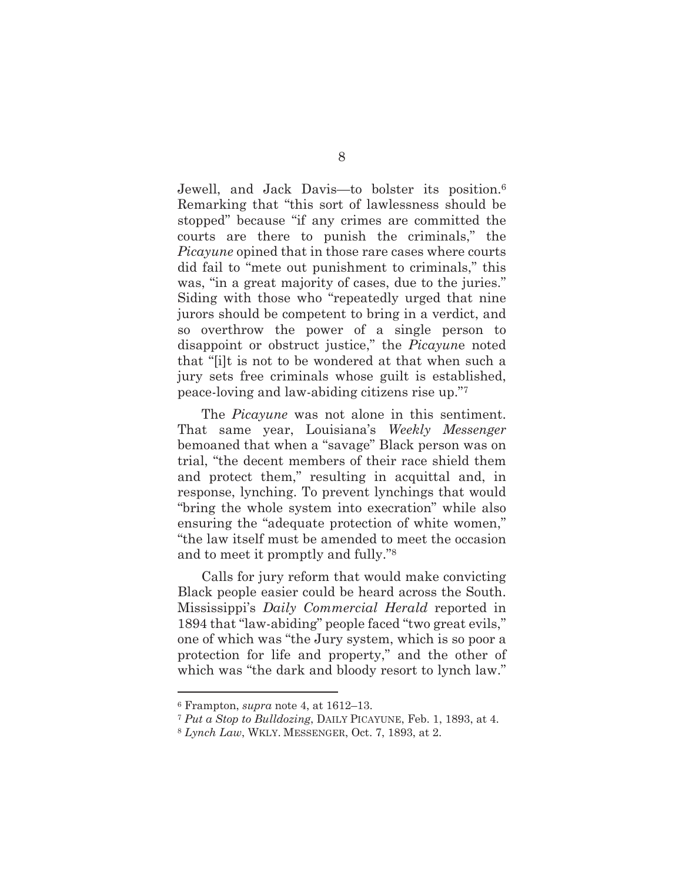Jewell, and Jack Davis—to bolster its position.[6] Remarking that "this sort of lawlessness should be stopped" because "if any crimes are committed the courts are there to punish the criminals," the *Picayune* opined that in those rare cases where courts did fail to "mete out punishment to criminals," this was, "in a great majority of cases, due to the juries." Siding with those who "repeatedly urged that nine jurors should be competent to bring in a verdict, and so overthrow the power of a single person to disappoint or obstruct justice," the *Picayune* noted that "[i]t is not to be wondered at that when such a jury sets free criminals whose guilt is established, peace-loving and law-abiding citizens rise up."[7]

The *Picayune* was not alone in this sentiment. That same year, Louisiana's *Weekly Messenger* bemoaned that when a "savage" Black person was on trial, "the decent members of their race shield them and protect them," resulting in acquittal and, in response, lynching. To prevent lynchings that would "bring the whole system into execration" while also ensuring the "adequate protection of white women," "the law itself must be amended to meet the occasion and to meet it promptly and fully."[8]

Calls for jury reform that would make convicting Black people easier could be heard across the South. Mississippi's *Daily Commercial Herald* reported in 1894 that "law-abiding" people faced "two great evils," one of which was "the Jury system, which is so poor a protection for life and property," and the other of which was "the dark and bloody resort to lynch law."

---

[6] Frampton, *supra* note 4, at 1612–13.

[7] *Put a Stop to Bulldozing*, DAILY PICAYUNE, Feb. 1, 1893, at 4.

[8] *Lynch Law*, WKLY. MESSENGER, Oct. 7, 1893, at 2.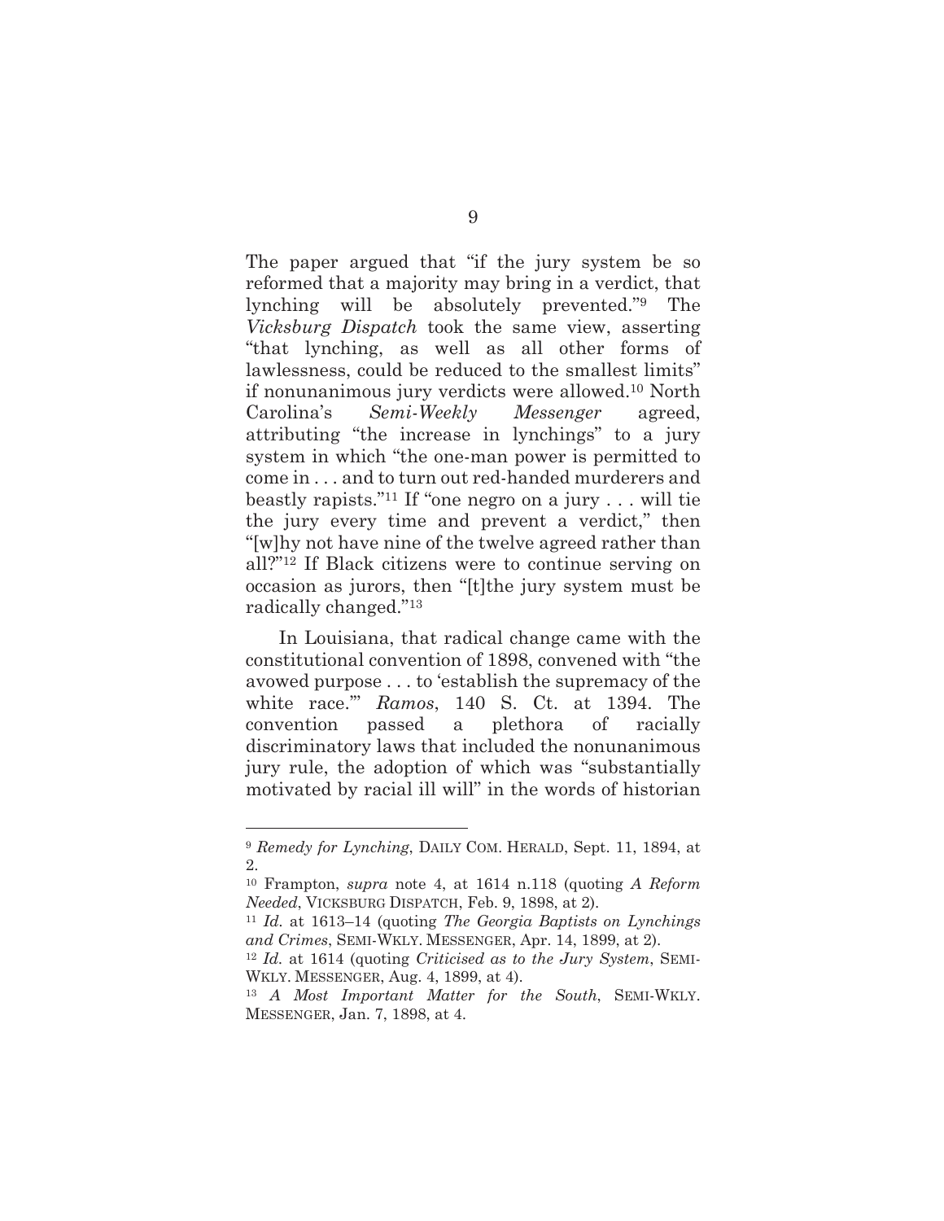The paper argued that "if the jury system be so reformed that a majority may bring in a verdict, that lynching will be absolutely prevented."[9] The *Vicksburg Dispatch* took the same view, asserting "that lynching, as well as all other forms of lawlessness, could be reduced to the smallest limits" if nonunanimous jury verdicts were allowed.[10] North Carolina's *Semi-Weekly Messenger* agreed, attributing "the increase in lynchings" to a jury system in which "the one-man power is permitted to come in . . . and to turn out red-handed murderers and beastly rapists."[11] If "one negro on a jury . . . will tie the jury every time and prevent a verdict," then "[w]hy not have nine of the twelve agreed rather than all?"[12] If Black citizens were to continue serving on occasion as jurors, then "[t]the jury system must be radically changed."[13]

In Louisiana, that radical change came with the constitutional convention of 1898, convened with "the avowed purpose . . . to 'establish the supremacy of the white race.'" *Ramos*, 140 S. Ct. at 1394. The convention passed a plethora of racially discriminatory laws that included the nonunanimous jury rule, the adoption of which was "substantially motivated by racial ill will" in the words of historian

---

[9] *Remedy for Lynching*, DAILY COM. HERALD, Sept. 11, 1894, at 2.

[10] Frampton, *supra* note 4, at 1614 n.118 (quoting *A Reform Needed*, VICKSBURG DISPATCH, Feb. 9, 1898, at 2).

[11] *Id.* at 1613–14 (quoting *The Georgia Baptists on Lynchings and Crimes*, SEMI-WKLY. MESSENGER, Apr. 14, 1899, at 2).

[12] *Id.* at 1614 (quoting *Criticised as to the Jury System*, SEMI-WKLY. MESSENGER, Aug. 4, 1899, at 4).

[13] *A Most Important Matter for the South*, SEMI-WKLY. MESSENGER, Jan. 7, 1898, at 4.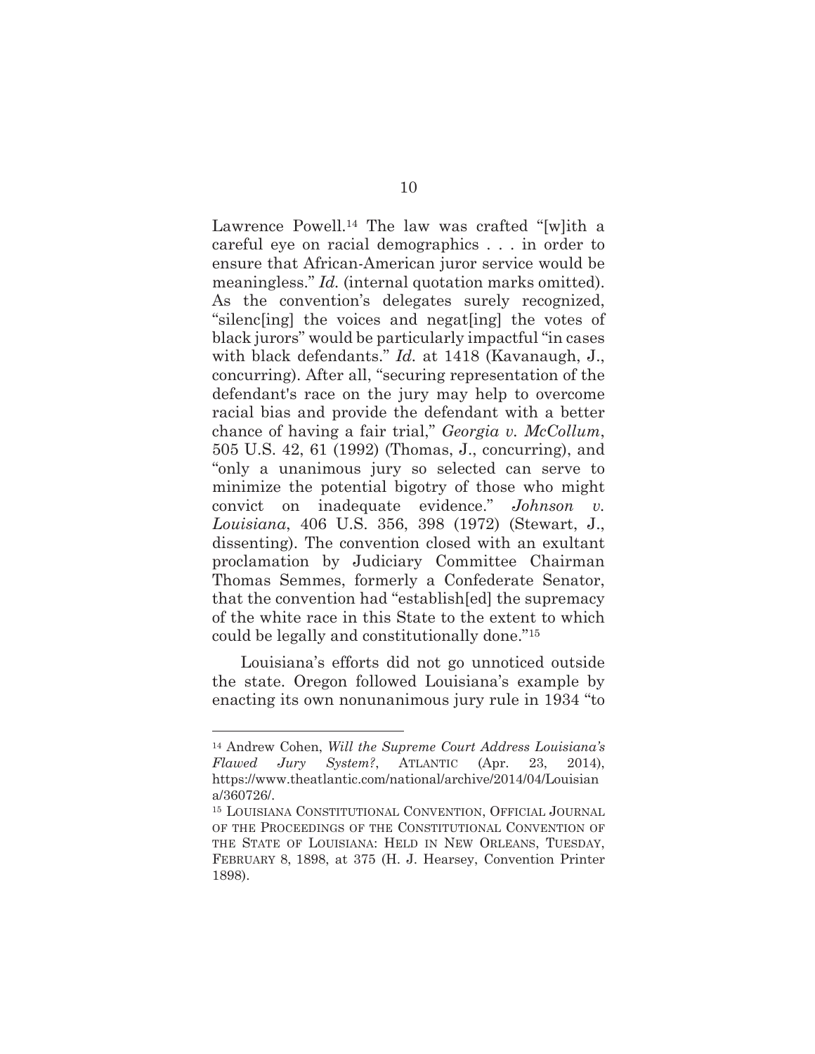Lawrence Powell.[14] The law was crafted "[w]ith a careful eye on racial demographics . . . in order to ensure that African-American juror service would be meaningless." *Id.* (internal quotation marks omitted). As the convention's delegates surely recognized, "silenc[ing] the voices and negat[ing] the votes of black jurors" would be particularly impactful "in cases with black defendants." *Id.* at 1418 (Kavanaugh, J., concurring). After all, "securing representation of the defendant's race on the jury may help to overcome racial bias and provide the defendant with a better chance of having a fair trial," *Georgia v. McCollum*, 505 U.S. 42, 61 (1992) (Thomas, J., concurring), and "only a unanimous jury so selected can serve to minimize the potential bigotry of those who might convict on inadequate evidence." *Johnson v. Louisiana*, 406 U.S. 356, 398 (1972) (Stewart, J., dissenting). The convention closed with an exultant proclamation by Judiciary Committee Chairman Thomas Semmes, formerly a Confederate Senator, that the convention had "establish[ed] the supremacy of the white race in this State to the extent to which could be legally and constitutionally done."[15]

Louisiana's efforts did not go unnoticed outside the state. Oregon followed Louisiana's example by enacting its own nonunanimous jury rule in 1934 "to

---

[14] Andrew Cohen, *Will the Supreme Court Address Louisiana's Flawed Jury System?*, ATLANTIC (Apr. 23, 2014), https://www.theatlantic.com/national/archive/2014/04/Louisiana/360726/.

[15] LOUISIANA CONSTITUTIONAL CONVENTION, OFFICIAL JOURNAL OF THE PROCEEDINGS OF THE CONSTITUTIONAL CONVENTION OF THE STATE OF LOUISIANA: HELD IN NEW ORLEANS, TUESDAY, FEBRUARY 8, 1898, at 375 (H. J. Hearsey, Convention Printer 1898).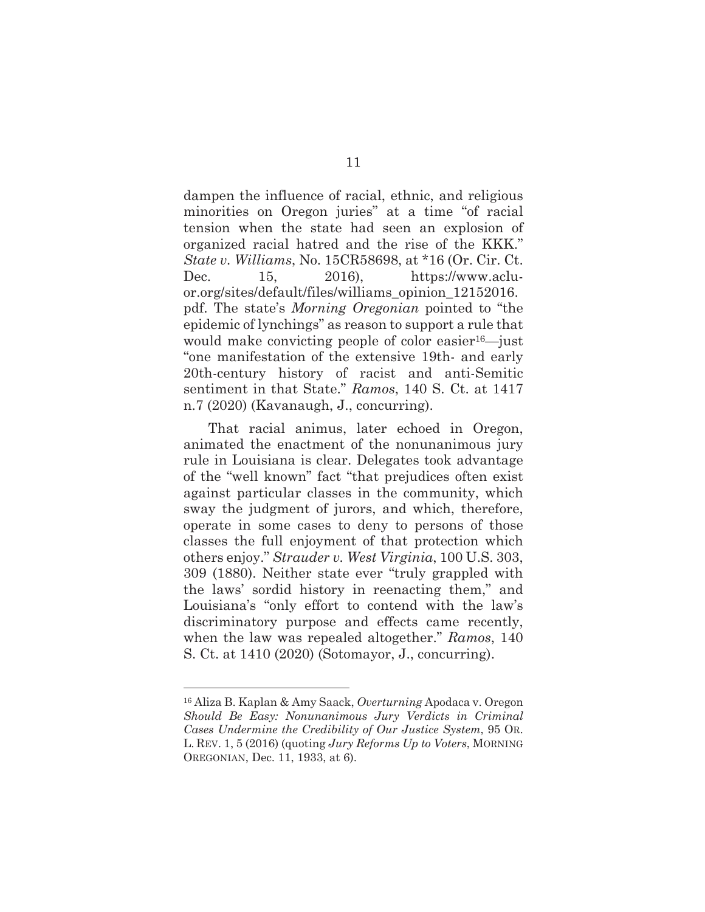dampen the influence of racial, ethnic, and religious minorities on Oregon juries" at a time "of racial tension when the state had seen an explosion of organized racial hatred and the rise of the KKK." *State v. Williams*, No. 15CR58698, at *16 (Or. Cir. Ct. Dec. 15, 2016), https://www.aclu-or.org/sites/default/files/williams_opinion_12152016.pdf. The state's *Morning Oregonian* pointed to "the epidemic of lynchings" as reason to support a rule that would make convicting people of color easier[16]—just "one manifestation of the extensive 19th- and early 20th-century history of racist and anti-Semitic sentiment in that State." *Ramos*, 140 S. Ct. at 1417 n.7 (2020) (Kavanaugh, J., concurring).

That racial animus, later echoed in Oregon, animated the enactment of the nonunanimous jury rule in Louisiana is clear. Delegates took advantage of the "well known" fact "that prejudices often exist against particular classes in the community, which sway the judgment of jurors, and which, therefore, operate in some cases to deny to persons of those classes the full enjoyment of that protection which others enjoy." *Strauder v. West Virginia*, 100 U.S. 303, 309 (1880). Neither state ever "truly grappled with the laws' sordid history in reenacting them," and Louisiana's "only effort to contend with the law's discriminatory purpose and effects came recently, when the law was repealed altogether." *Ramos*, 140 S. Ct. at 1410 (2020) (Sotomayor, J., concurring).

---

[16] Aliza B. Kaplan & Amy Saack, *Overturning* Apodaca v. Oregon *Should Be Easy: Nonunanimous Jury Verdicts in Criminal Cases Undermine the Credibility of Our Justice System*, 95 OR. L. REV. 1, 5 (2016) (quoting *Jury Reforms Up to Voters*, MORNING OREGONIAN, Dec. 11, 1933, at 6).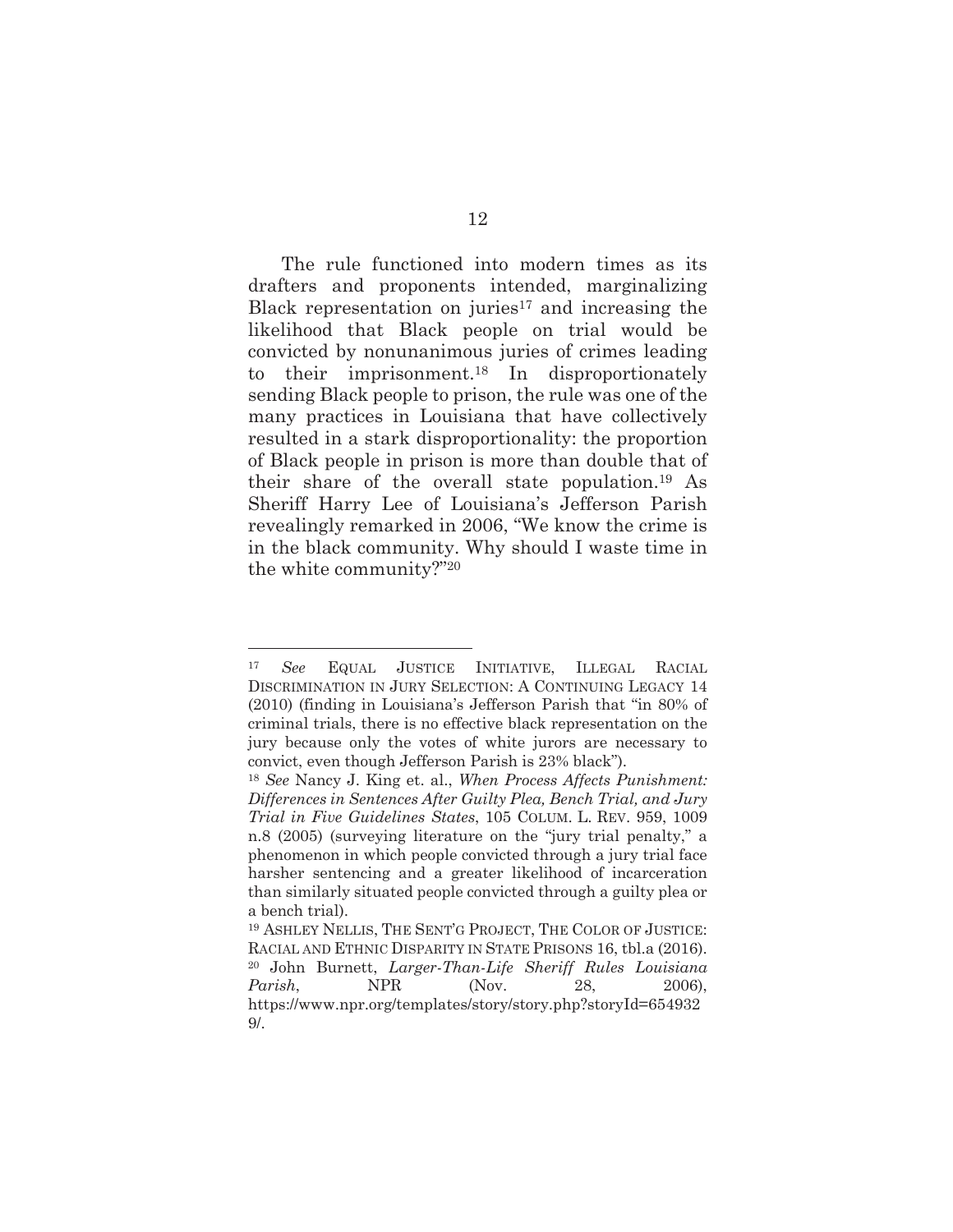The rule functioned into modern times as its drafters and proponents intended, marginalizing Black representation on juries[17] and increasing the likelihood that Black people on trial would be convicted by nonunanimous juries of crimes leading to their imprisonment.[18] In disproportionately sending Black people to prison, the rule was one of the many practices in Louisiana that have collectively resulted in a stark disproportionality: the proportion of Black people in prison is more than double that of their share of the overall state population.[19] As Sheriff Harry Lee of Louisiana's Jefferson Parish revealingly remarked in 2006, "We know the crime is in the black community. Why should I waste time in the white community?"[20]

---

[17] *See* EQUAL JUSTICE INITIATIVE, ILLEGAL RACIAL DISCRIMINATION IN JURY SELECTION: A CONTINUING LEGACY 14 (2010) (finding in Louisiana's Jefferson Parish that "in 80% of criminal trials, there is no effective black representation on the jury because only the votes of white jurors are necessary to convict, even though Jefferson Parish is 23% black").

[18] *See* Nancy J. King et. al., *When Process Affects Punishment: Differences in Sentences After Guilty Plea, Bench Trial, and Jury Trial in Five Guidelines States*, 105 COLUM. L. REV. 959, 1009 n.8 (2005) (surveying literature on the "jury trial penalty," a phenomenon in which people convicted through a jury trial face harsher sentencing and a greater likelihood of incarceration than similarly situated people convicted through a guilty plea or a bench trial).

[19] ASHLEY NELLIS, THE SENT'G PROJECT, THE COLOR OF JUSTICE: RACIAL AND ETHNIC DISPARITY IN STATE PRISONS 16, tbl.a (2016).

[20] John Burnett, *Larger-Than-Life Sheriff Rules Louisiana Parish*, NPR (Nov. 28, 2006), https://www.npr.org/templates/story/story.php?storyId=6549329/.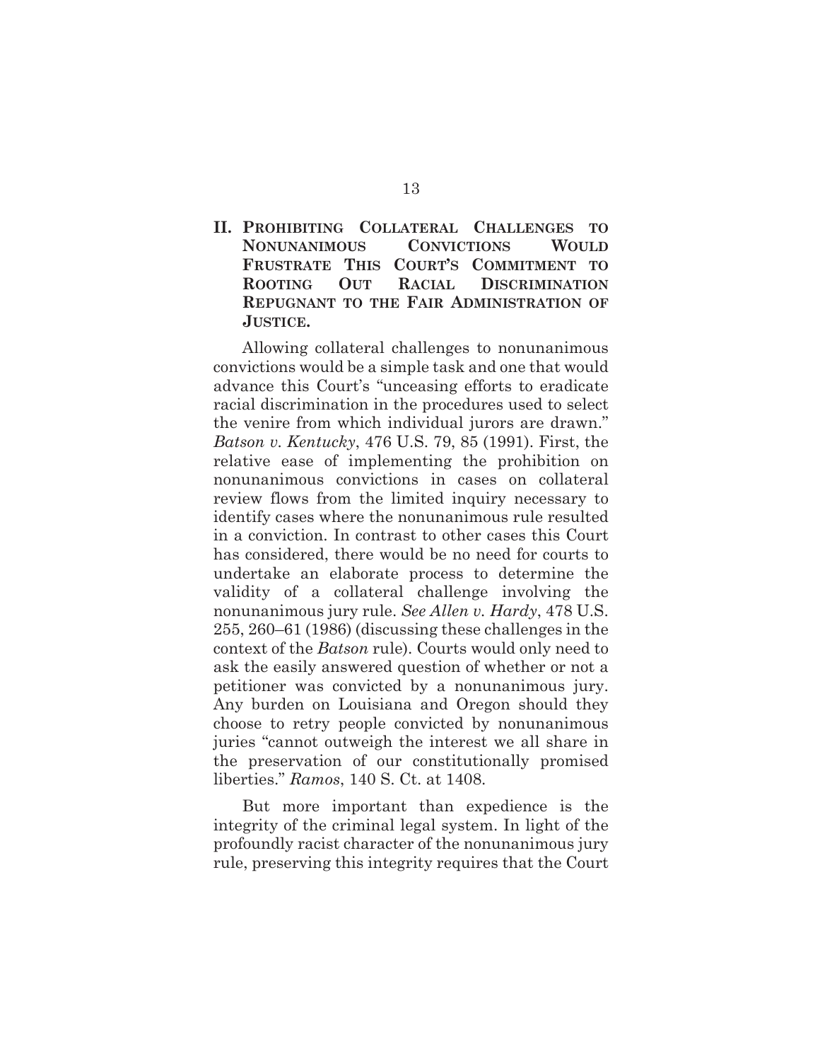## II. Prohibiting Collateral Challenges to Nonunanimous Convictions Would Frustrate This Court's Commitment to Rooting Out Racial Discrimination Repugnant to the Fair Administration of Justice.

Allowing collateral challenges to nonunanimous convictions would be a simple task and one that would advance this Court's "unceasing efforts to eradicate racial discrimination in the procedures used to select the venire from which individual jurors are drawn." *Batson v. Kentucky*, 476 U.S. 79, 85 (1991). First, the relative ease of implementing the prohibition on nonunanimous convictions in cases on collateral review flows from the limited inquiry necessary to identify cases where the nonunanimous rule resulted in a conviction. In contrast to other cases this Court has considered, there would be no need for courts to undertake an elaborate process to determine the validity of a collateral challenge involving the nonunanimous jury rule. *See Allen v. Hardy*, 478 U.S. 255, 260–61 (1986) (discussing these challenges in the context of the *Batson* rule). Courts would only need to ask the easily answered question of whether or not a petitioner was convicted by a nonunanimous jury. Any burden on Louisiana and Oregon should they choose to retry people convicted by nonunanimous juries "cannot outweigh the interest we all share in the preservation of our constitutionally promised liberties." *Ramos*, 140 S. Ct. at 1408.

But more important than expedience is the integrity of the criminal legal system. In light of the profoundly racist character of the nonunanimous jury rule, preserving this integrity requires that the Court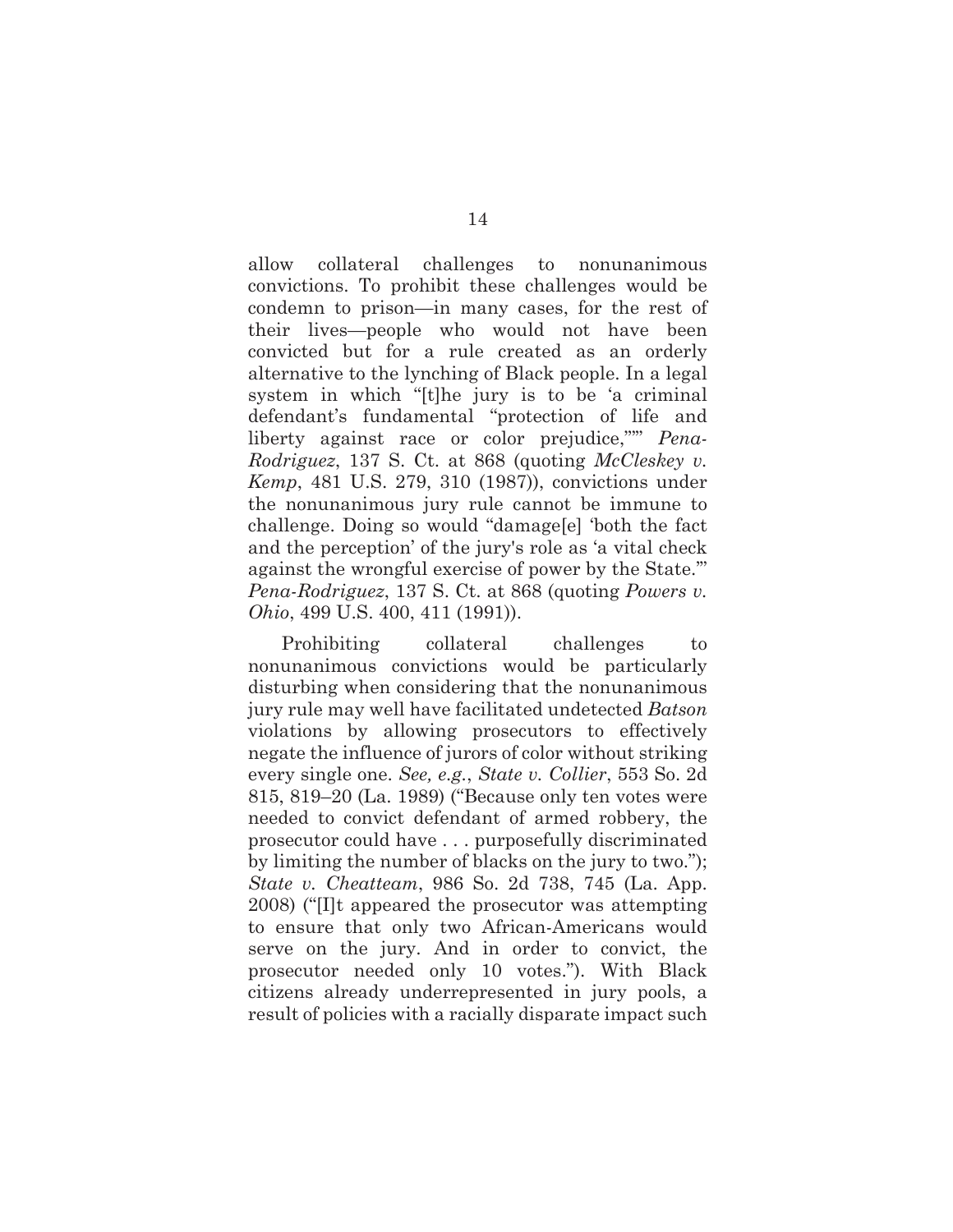allow collateral challenges to nonunanimous convictions. To prohibit these challenges would be condemn to prison—in many cases, for the rest of their lives—people who would not have been convicted but for a rule created as an orderly alternative to the lynching of Black people. In a legal system in which "[t]he jury is to be 'a criminal defendant's fundamental "protection of life and liberty against race or color prejudice,"'" *Pena-Rodriguez*, 137 S. Ct. at 868 (quoting *McCleskey v. Kemp*, 481 U.S. 279, 310 (1987)), convictions under the nonunanimous jury rule cannot be immune to challenge. Doing so would "damage[e] 'both the fact and the perception' of the jury's role as 'a vital check against the wrongful exercise of power by the State.'" *Pena-Rodriguez*, 137 S. Ct. at 868 (quoting *Powers v. Ohio*, 499 U.S. 400, 411 (1991)).

Prohibiting collateral challenges to nonunanimous convictions would be particularly disturbing when considering that the nonunanimous jury rule may well have facilitated undetected *Batson* violations by allowing prosecutors to effectively negate the influence of jurors of color without striking every single one. *See, e.g.*, *State v. Collier*, 553 So. 2d 815, 819–20 (La. 1989) ("Because only ten votes were needed to convict defendant of armed robbery, the prosecutor could have . . . purposefully discriminated by limiting the number of blacks on the jury to two."); *State v. Cheatteam*, 986 So. 2d 738, 745 (La. App. 2008) ("[I]t appeared the prosecutor was attempting to ensure that only two African-Americans would serve on the jury. And in order to convict, the prosecutor needed only 10 votes."). With Black citizens already underrepresented in jury pools, a result of policies with a racially disparate impact such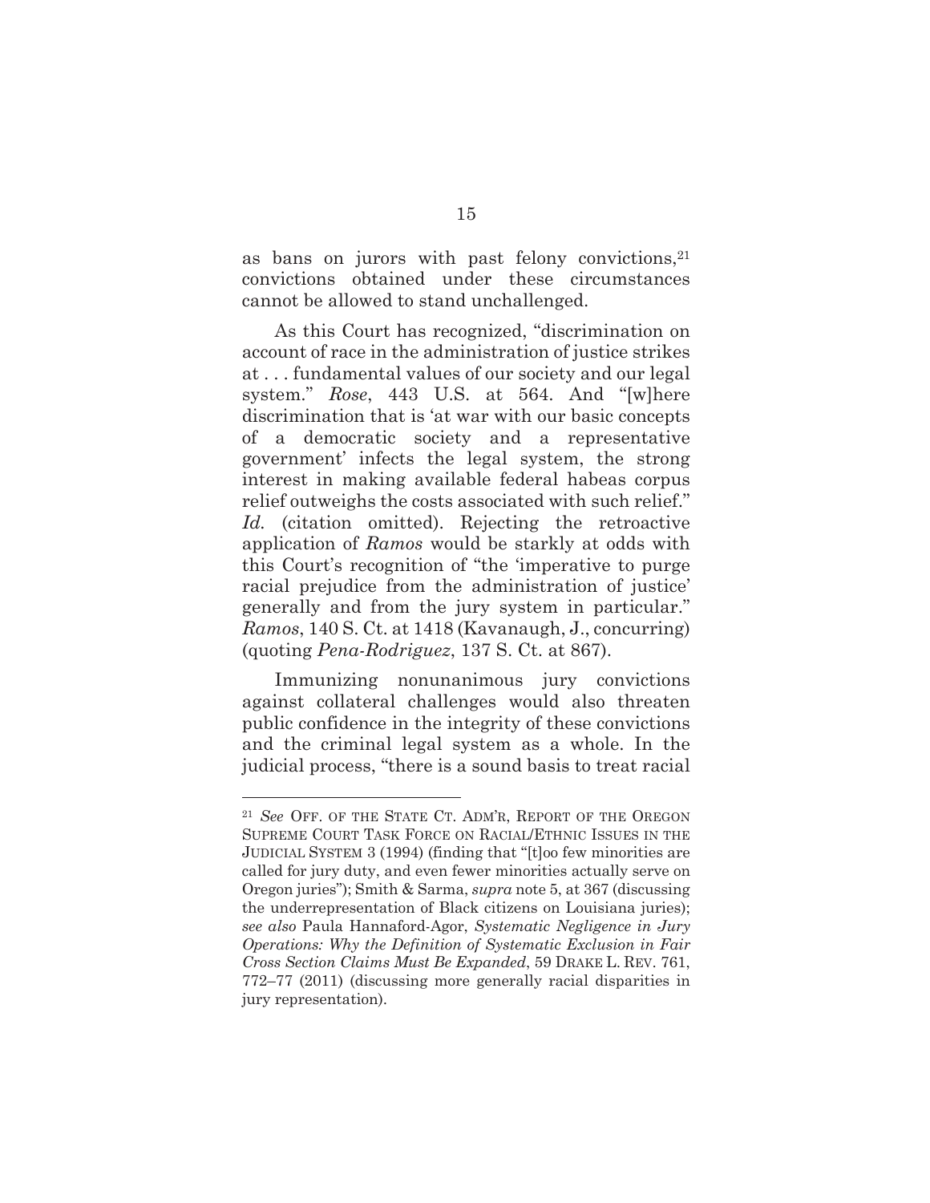as bans on jurors with past felony convictions,[21] convictions obtained under these circumstances cannot be allowed to stand unchallenged.

As this Court has recognized, "discrimination on account of race in the administration of justice strikes at . . . fundamental values of our society and our legal system." *Rose*, 443 U.S. at 564. And "[w]here discrimination that is 'at war with our basic concepts of a democratic society and a representative government' infects the legal system, the strong interest in making available federal habeas corpus relief outweighs the costs associated with such relief." *Id.* (citation omitted). Rejecting the retroactive application of *Ramos* would be starkly at odds with this Court's recognition of "the 'imperative to purge racial prejudice from the administration of justice' generally and from the jury system in particular." *Ramos*, 140 S. Ct. at 1418 (Kavanaugh, J., concurring) (quoting *Pena-Rodriguez*, 137 S. Ct. at 867).

Immunizing nonunanimous jury convictions against collateral challenges would also threaten public confidence in the integrity of these convictions and the criminal legal system as a whole. In the judicial process, "there is a sound basis to treat racial

---

[21] *See* OFF. OF THE STATE CT. ADM'R, REPORT OF THE OREGON SUPREME COURT TASK FORCE ON RACIAL/ETHNIC ISSUES IN THE JUDICIAL SYSTEM 3 (1994) (finding that "[t]oo few minorities are called for jury duty, and even fewer minorities actually serve on Oregon juries"); Smith & Sarma, *supra* note 5, at 367 (discussing the underrepresentation of Black citizens on Louisiana juries); *see also* Paula Hannaford-Agor, *Systematic Negligence in Jury Operations: Why the Definition of Systematic Exclusion in Fair Cross Section Claims Must Be Expanded*, 59 DRAKE L. REV. 761, 772–77 (2011) (discussing more generally racial disparities in jury representation).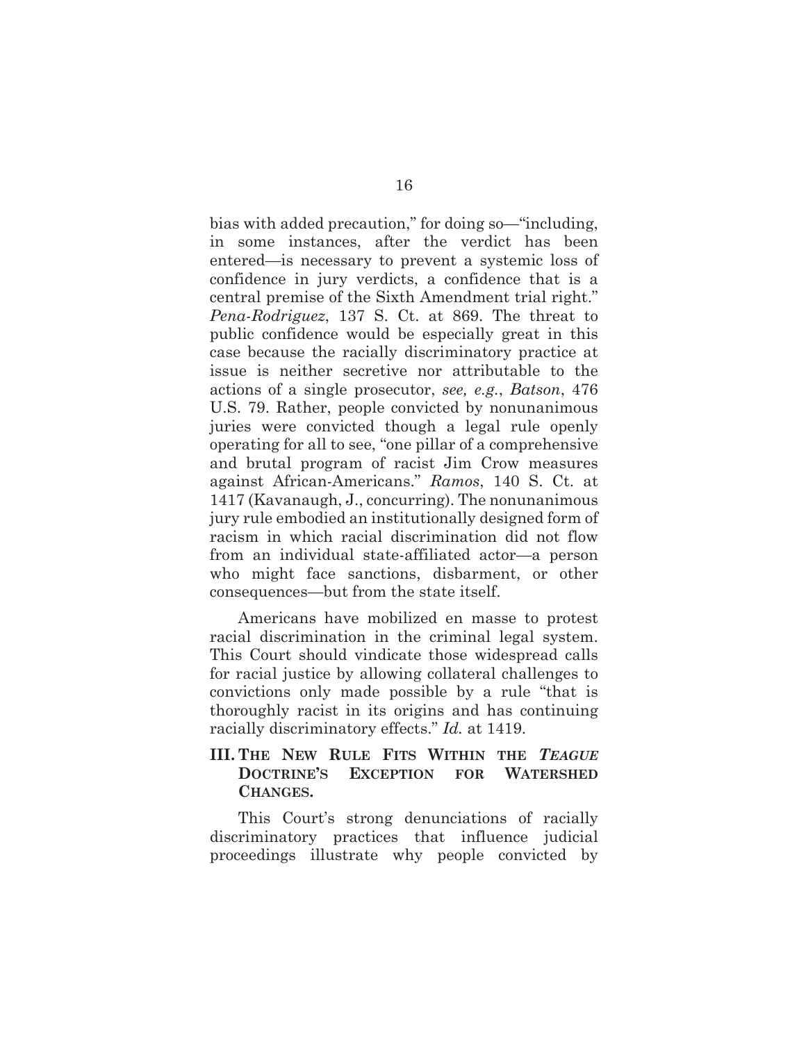bias with added precaution," for doing so—"including, in some instances, after the verdict has been entered—is necessary to prevent a systemic loss of confidence in jury verdicts, a confidence that is a central premise of the Sixth Amendment trial right." *Pena-Rodriguez*, 137 S. Ct. at 869. The threat to public confidence would be especially great in this case because the racially discriminatory practice at issue is neither secretive nor attributable to the actions of a single prosecutor, *see, e.g.*, *Batson*, 476 U.S. 79. Rather, people convicted by nonunanimous juries were convicted though a legal rule openly operating for all to see, "one pillar of a comprehensive and brutal program of racist Jim Crow measures against African-Americans." *Ramos*, 140 S. Ct. at 1417 (Kavanaugh, J., concurring). The nonunanimous jury rule embodied an institutionally designed form of racism in which racial discrimination did not flow from an individual state-affiliated actor—a person who might face sanctions, disbarment, or other consequences—but from the state itself.

Americans have mobilized en masse to protest racial discrimination in the criminal legal system. This Court should vindicate those widespread calls for racial justice by allowing collateral challenges to convictions only made possible by a rule "that is thoroughly racist in its origins and has continuing racially discriminatory effects." *Id.* at 1419.

## III. The New Rule Fits Within the *Teague* Doctrine's Exception for Watershed Changes.

This Court's strong denunciations of racially discriminatory practices that influence judicial proceedings illustrate why people convicted by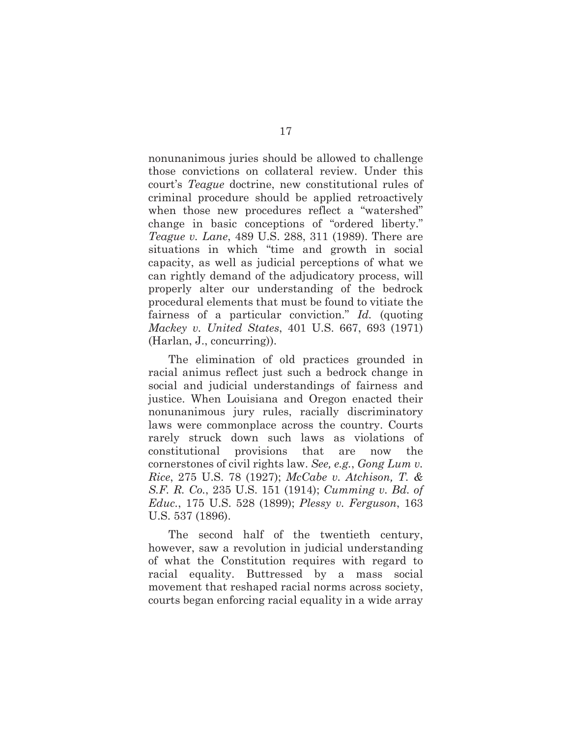nonunanimous juries should be allowed to challenge those convictions on collateral review. Under this court's *Teague* doctrine, new constitutional rules of criminal procedure should be applied retroactively when those new procedures reflect a "watershed" change in basic conceptions of "ordered liberty." *Teague v. Lane*, 489 U.S. 288, 311 (1989). There are situations in which "time and growth in social capacity, as well as judicial perceptions of what we can rightly demand of the adjudicatory process, will properly alter our understanding of the bedrock procedural elements that must be found to vitiate the fairness of a particular conviction." *Id.* (quoting *Mackey v. United States*, 401 U.S. 667, 693 (1971) (Harlan, J., concurring)).

The elimination of old practices grounded in racial animus reflect just such a bedrock change in social and judicial understandings of fairness and justice. When Louisiana and Oregon enacted their nonunanimous jury rules, racially discriminatory laws were commonplace across the country. Courts rarely struck down such laws as violations of constitutional provisions that are now the cornerstones of civil rights law. *See, e.g.*, *Gong Lum v. Rice*, 275 U.S. 78 (1927); *McCabe v. Atchison, T. & S.F. R. Co.*, 235 U.S. 151 (1914); *Cumming v. Bd. of Educ.*, 175 U.S. 528 (1899); *Plessy v. Ferguson*, 163 U.S. 537 (1896).

The second half of the twentieth century, however, saw a revolution in judicial understanding of what the Constitution requires with regard to racial equality. Buttressed by a mass social movement that reshaped racial norms across society, courts began enforcing racial equality in a wide array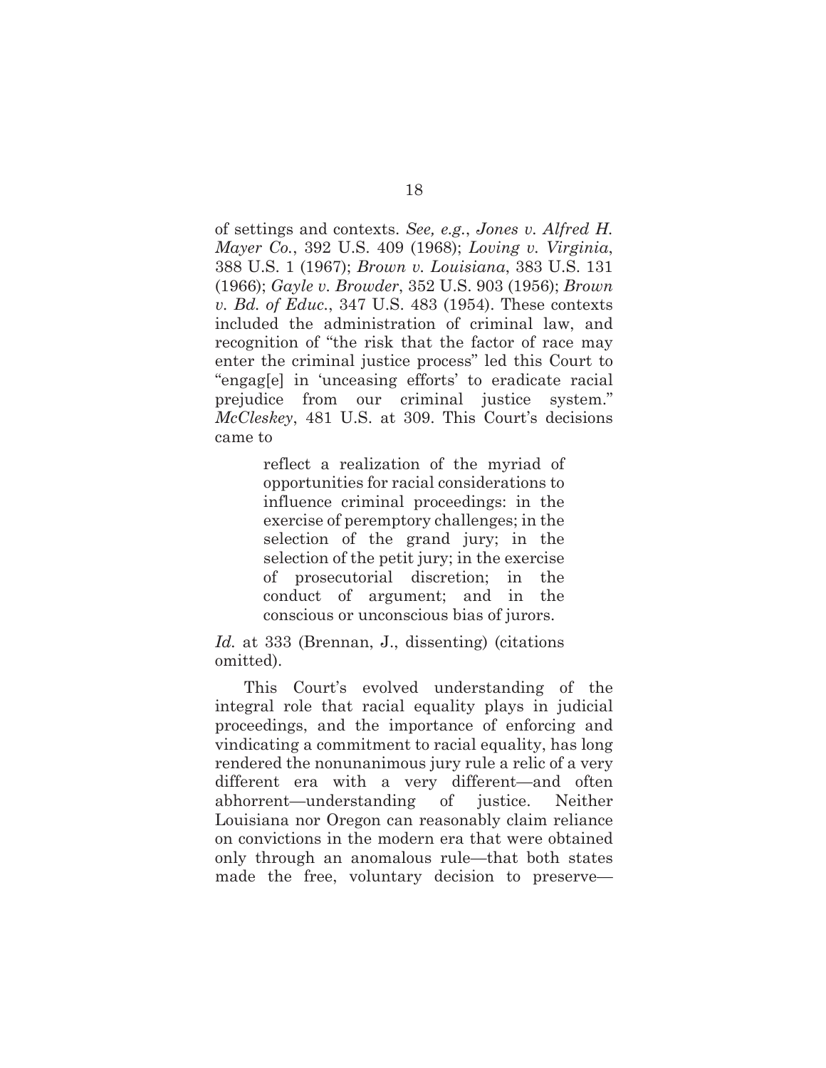of settings and contexts. *See, e.g.*, *Jones v. Alfred H. Mayer Co.*, 392 U.S. 409 (1968); *Loving v. Virginia*, 388 U.S. 1 (1967); *Brown v. Louisiana*, 383 U.S. 131 (1966); *Gayle v. Browder*, 352 U.S. 903 (1956); *Brown v. Bd. of Educ.*, 347 U.S. 483 (1954). These contexts included the administration of criminal law, and recognition of "the risk that the factor of race may enter the criminal justice process" led this Court to "engag[e] in 'unceasing efforts' to eradicate racial prejudice from our criminal justice system." *McCleskey*, 481 U.S. at 309. This Court's decisions came to

> reflect a realization of the myriad of opportunities for racial considerations to influence criminal proceedings: in the exercise of peremptory challenges; in the selection of the grand jury; in the selection of the petit jury; in the exercise of prosecutorial discretion; in the conduct of argument; and in the conscious or unconscious bias of jurors.

*Id.* at 333 (Brennan, J., dissenting) (citations omitted).

This Court's evolved understanding of the integral role that racial equality plays in judicial proceedings, and the importance of enforcing and vindicating a commitment to racial equality, has long rendered the nonunanimous jury rule a relic of a very different era with a very different—and often abhorrent—understanding of justice. Neither Louisiana nor Oregon can reasonably claim reliance on convictions in the modern era that were obtained only through an anomalous rule—that both states made the free, voluntary decision to preserve—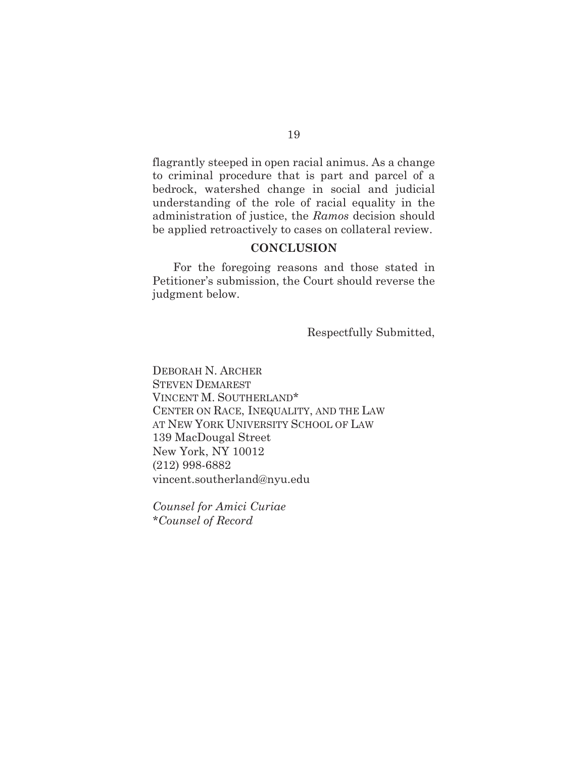flagrantly steeped in open racial animus. As a change to criminal procedure that is part and parcel of a bedrock, watershed change in social and judicial understanding of the role of racial equality in the administration of justice, the *Ramos* decision should be applied retroactively to cases on collateral review.

## CONCLUSION

For the foregoing reasons and those stated in Petitioner's submission, the Court should reverse the judgment below.

Respectfully Submitted,

DEBORAH N. ARCHER
STEVEN DEMAREST
VINCENT M. SOUTHERLAND*
CENTER ON RACE, INEQUALITY, AND THE LAW
AT NEW YORK UNIVERSITY SCHOOL OF LAW
139 MacDougal Street
New York, NY 10012
(212) 998-6882
vincent.southerland@nyu.edu

*Counsel for Amici Curiae*
\**Counsel of Record*